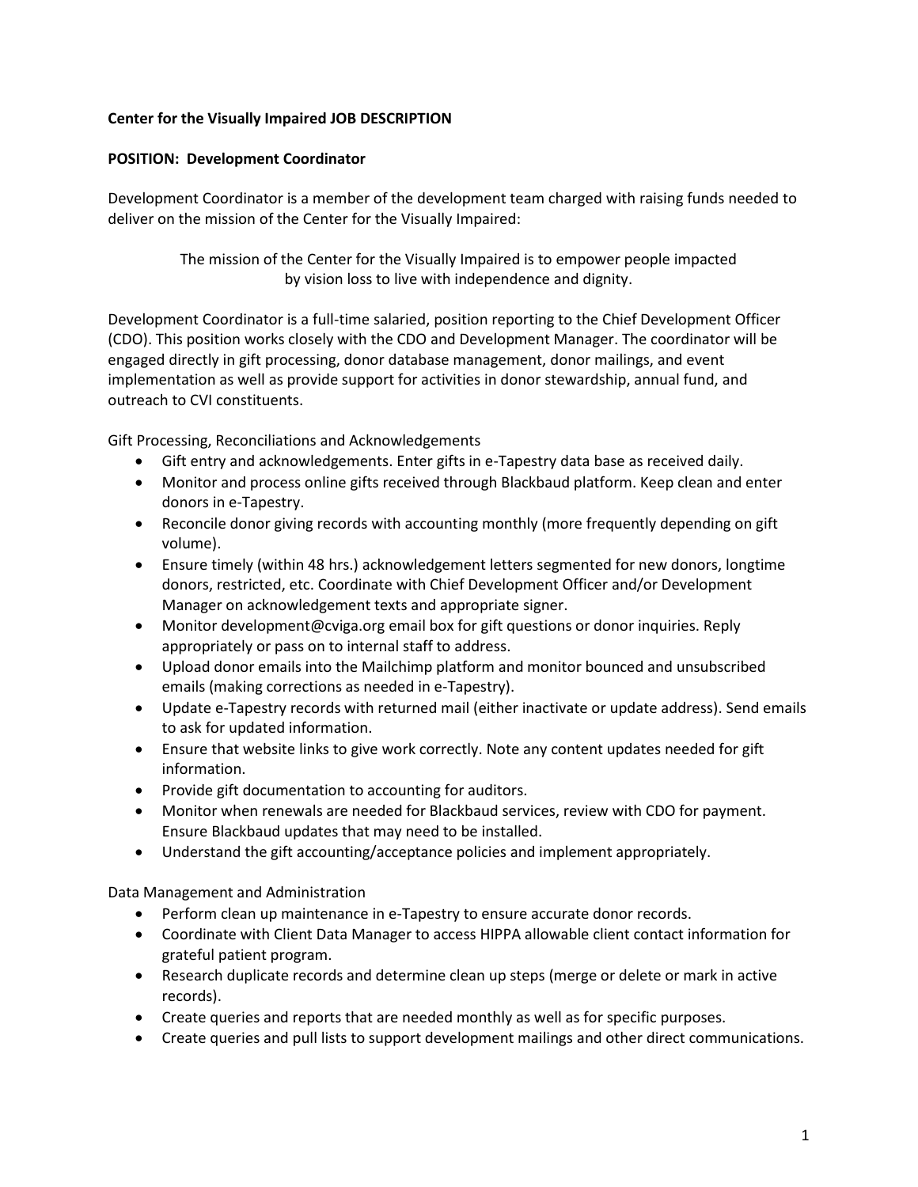**Center for the Visually Impaired JOB DESCRIPTION**

**POSITION: Development Coordinator**

Development Coordinator is a member of the development team charged with raising funds needed to deliver on the mission of the Center for the Visually Impaired:

> The mission of the Center for the Visually Impaired is to empower people impacted by vision loss to live with independence and dignity.

Development Coordinator is a full-time salaried, position reporting to the Chief Development Officer (CDO). This position works closely with the CDO and Development Manager. The coordinator will be engaged directly in gift processing, donor database management, donor mailings, and event implementation as well as provide support for activities in donor stewardship, annual fund, and outreach to CVI constituents.

Gift Processing, Reconciliations and Acknowledgements

- Gift entry and acknowledgements. Enter gifts in e-Tapestry data base as received daily.
- Monitor and process online gifts received through Blackbaud platform. Keep clean and enter donors in e-Tapestry.
- Reconcile donor giving records with accounting monthly (more frequently depending on gift volume).
- Ensure timely (within 48 hrs.) acknowledgement letters segmented for new donors, longtime donors, restricted, etc. Coordinate with Chief Development Officer and/or Development Manager on acknowledgement texts and appropriate signer.
- Monitor development@cviga.org email box for gift questions or donor inquiries. Reply appropriately or pass on to internal staff to address.
- Upload donor emails into the Mailchimp platform and monitor bounced and unsubscribed emails (making corrections as needed in e-Tapestry).
- Update e-Tapestry records with returned mail (either inactivate or update address). Send emails to ask for updated information.
- Ensure that website links to give work correctly. Note any content updates needed for gift information.
- Provide gift documentation to accounting for auditors.
- Monitor when renewals are needed for Blackbaud services, review with CDO for payment. Ensure Blackbaud updates that may need to be installed.
- Understand the gift accounting/acceptance policies and implement appropriately.

Data Management and Administration

- Perform clean up maintenance in e-Tapestry to ensure accurate donor records.
- Coordinate with Client Data Manager to access HIPPA allowable client contact information for grateful patient program.
- Research duplicate records and determine clean up steps (merge or delete or mark in active records).
- Create queries and reports that are needed monthly as well as for specific purposes.
- Create queries and pull lists to support development mailings and other direct communications.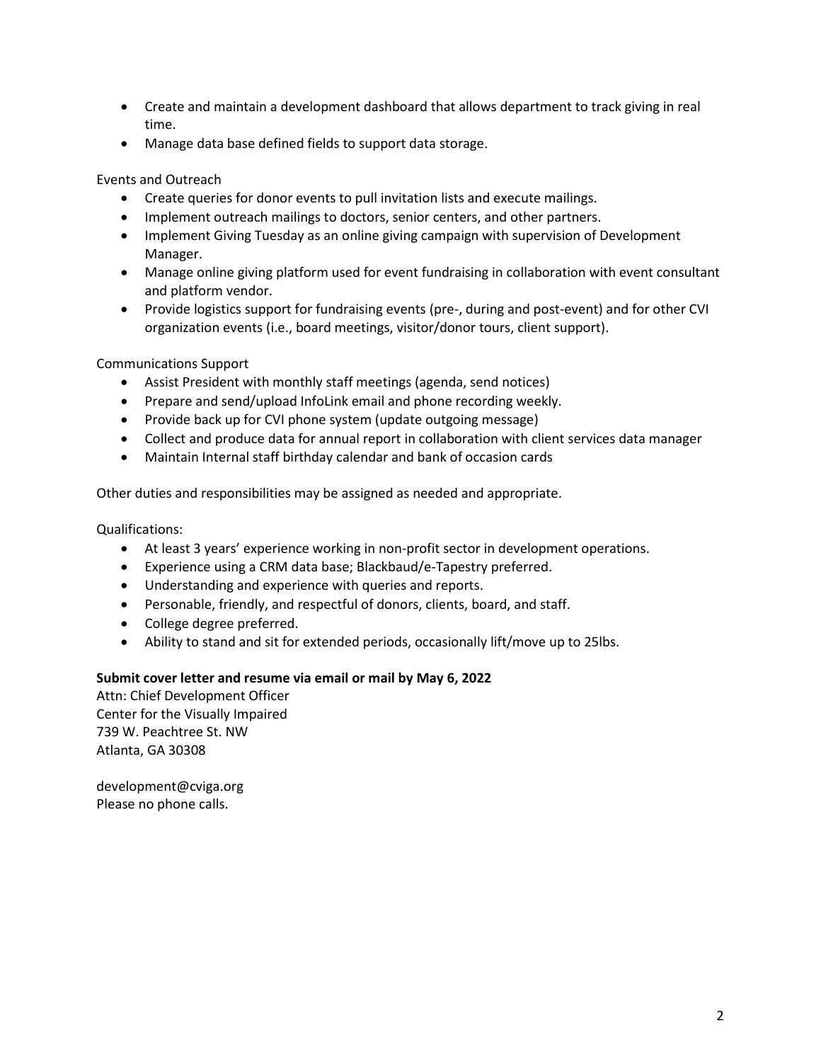- Create and maintain a development dashboard that allows department to track giving in real time.
- Manage data base defined fields to support data storage.

Events and Outreach

- Create queries for donor events to pull invitation lists and execute mailings.
- Implement outreach mailings to doctors, senior centers, and other partners.
- Implement Giving Tuesday as an online giving campaign with supervision of Development Manager.
- Manage online giving platform used for event fundraising in collaboration with event consultant and platform vendor.
- Provide logistics support for fundraising events (pre-, during and post-event) and for other CVI organization events (i.e., board meetings, visitor/donor tours, client support).

Communications Support

- Assist President with monthly staff meetings (agenda, send notices)
- Prepare and send/upload InfoLink email and phone recording weekly.
- Provide back up for CVI phone system (update outgoing message)
- Collect and produce data for annual report in collaboration with client services data manager
- Maintain Internal staff birthday calendar and bank of occasion cards

Other duties and responsibilities may be assigned as needed and appropriate.

Qualifications:

- At least 3 years' experience working in non-profit sector in development operations.
- Experience using a CRM data base; Blackbaud/e-Tapestry preferred.
- Understanding and experience with queries and reports.
- Personable, friendly, and respectful of donors, clients, board, and staff.
- College degree preferred.
- Ability to stand and sit for extended periods, occasionally lift/move up to 25lbs.

**Submit cover letter and resume via email or mail by May 6, 2022**

Attn: Chief Development Officer
Center for the Visually Impaired
739 W. Peachtree St. NW
Atlanta, GA 30308

development@cviga.org
Please no phone calls.